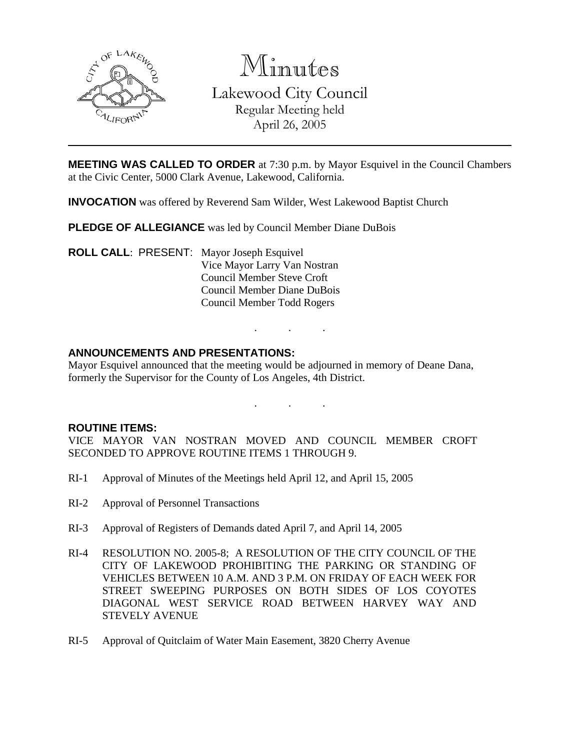# Minutes

## Lakewood City Council

Regular Meeting held
April 26, 2005

**MEETING WAS CALLED TO ORDER** at 7:30 p.m. by Mayor Esquivel in the Council Chambers at the Civic Center, 5000 Clark Avenue, Lakewood, California.

**INVOCATION** was offered by Reverend Sam Wilder, West Lakewood Baptist Church

**PLEDGE OF ALLEGIANCE** was led by Council Member Diane DuBois

**ROLL CALL**: PRESENT: Mayor Joseph Esquivel
Vice Mayor Larry Van Nostran
Council Member Steve Croft
Council Member Diane DuBois
Council Member Todd Rogers

. . .

**ANNOUNCEMENTS AND PRESENTATIONS:**

Mayor Esquivel announced that the meeting would be adjourned in memory of Deane Dana, formerly the Supervisor for the County of Los Angeles, 4th District.

. . .

**ROUTINE ITEMS:**

VICE MAYOR VAN NOSTRAN MOVED AND COUNCIL MEMBER CROFT SECONDED TO APPROVE ROUTINE ITEMS 1 THROUGH 9.

RI-1 Approval of Minutes of the Meetings held April 12, and April 15, 2005

RI-2 Approval of Personnel Transactions

RI-3 Approval of Registers of Demands dated April 7, and April 14, 2005

RI-4 RESOLUTION NO. 2005-8; A RESOLUTION OF THE CITY COUNCIL OF THE CITY OF LAKEWOOD PROHIBITING THE PARKING OR STANDING OF VEHICLES BETWEEN 10 A.M. AND 3 P.M. ON FRIDAY OF EACH WEEK FOR STREET SWEEPING PURPOSES ON BOTH SIDES OF LOS COYOTES DIAGONAL WEST SERVICE ROAD BETWEEN HARVEY WAY AND STEVELY AVENUE

RI-5 Approval of Quitclaim of Water Main Easement, 3820 Cherry Avenue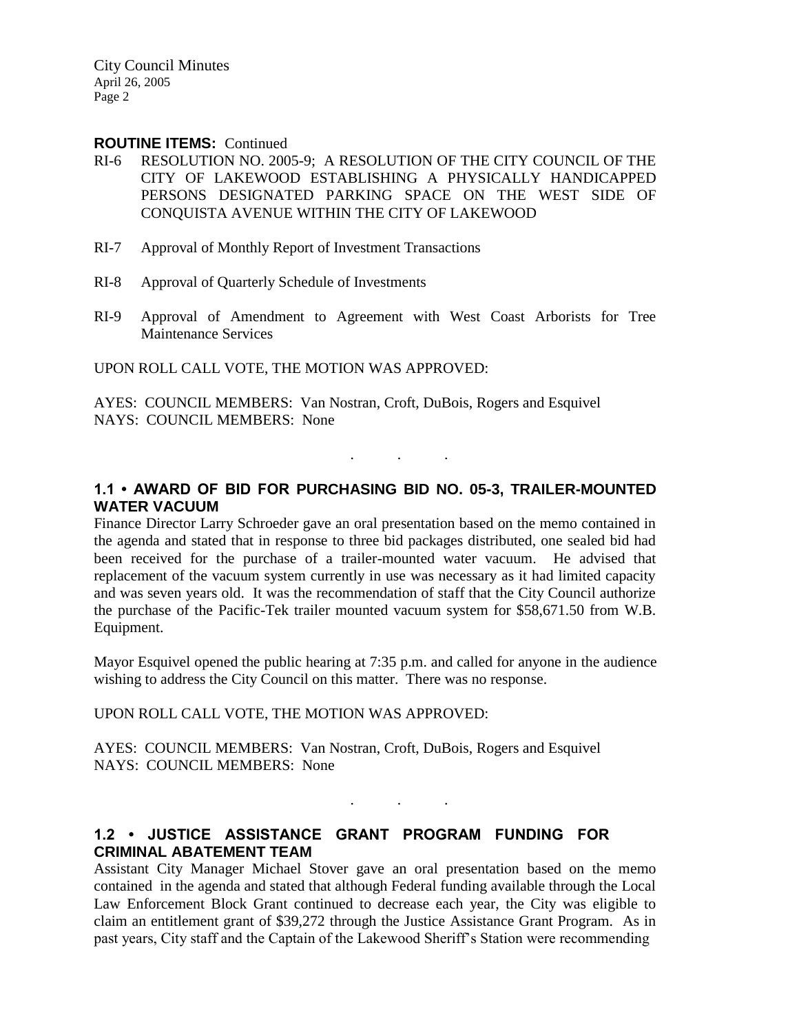**ROUTINE ITEMS:** Continued

RI-6 RESOLUTION NO. 2005-9; A RESOLUTION OF THE CITY COUNCIL OF THE CITY OF LAKEWOOD ESTABLISHING A PHYSICALLY HANDICAPPED PERSONS DESIGNATED PARKING SPACE ON THE WEST SIDE OF CONQUISTA AVENUE WITHIN THE CITY OF LAKEWOOD

RI-7 Approval of Monthly Report of Investment Transactions

RI-8 Approval of Quarterly Schedule of Investments

RI-9 Approval of Amendment to Agreement with West Coast Arborists for Tree Maintenance Services

UPON ROLL CALL VOTE, THE MOTION WAS APPROVED:

AYES: COUNCIL MEMBERS: Van Nostran, Croft, DuBois, Rogers and Esquivel
NAYS: COUNCIL MEMBERS: None

. . .

### 1.1 • AWARD OF BID FOR PURCHASING BID NO. 05-3, TRAILER-MOUNTED WATER VACUUM

Finance Director Larry Schroeder gave an oral presentation based on the memo contained in the agenda and stated that in response to three bid packages distributed, one sealed bid had been received for the purchase of a trailer-mounted water vacuum. He advised that replacement of the vacuum system currently in use was necessary as it had limited capacity and was seven years old. It was the recommendation of staff that the City Council authorize the purchase of the Pacific-Tek trailer mounted vacuum system for $58,671.50 from W.B. Equipment.

Mayor Esquivel opened the public hearing at 7:35 p.m. and called for anyone in the audience wishing to address the City Council on this matter. There was no response.

UPON ROLL CALL VOTE, THE MOTION WAS APPROVED:

AYES: COUNCIL MEMBERS: Van Nostran, Croft, DuBois, Rogers and Esquivel
NAYS: COUNCIL MEMBERS: None

. . .

### 1.2 • JUSTICE ASSISTANCE GRANT PROGRAM FUNDING FOR CRIMINAL ABATEMENT TEAM

Assistant City Manager Michael Stover gave an oral presentation based on the memo contained in the agenda and stated that although Federal funding available through the Local Law Enforcement Block Grant continued to decrease each year, the City was eligible to claim an entitlement grant of $39,272 through the Justice Assistance Grant Program. As in past years, City staff and the Captain of the Lakewood Sheriff's Station were recommending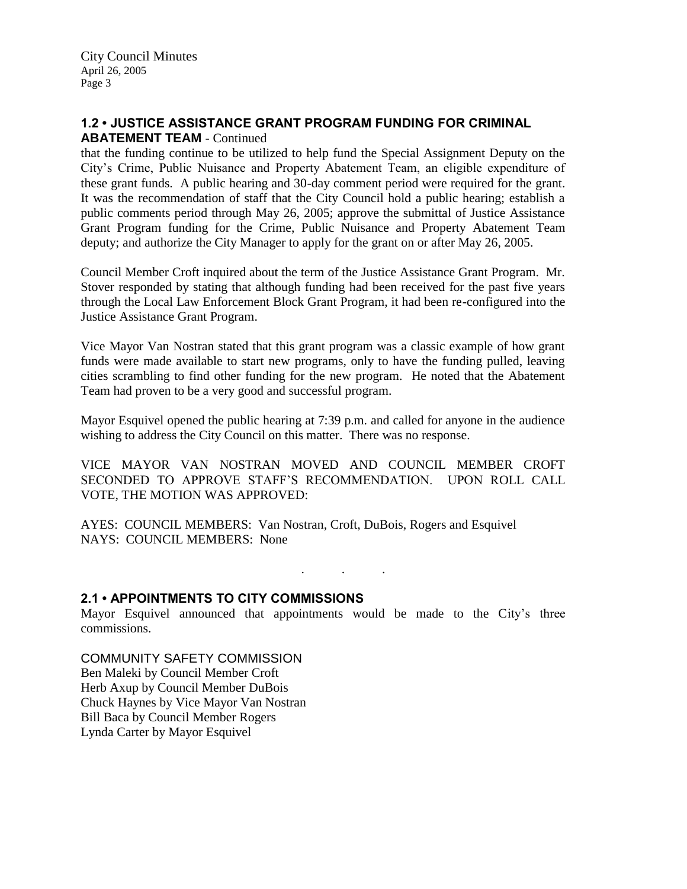## 1.2 • JUSTICE ASSISTANCE GRANT PROGRAM FUNDING FOR CRIMINAL ABATEMENT TEAM - Continued

that the funding continue to be utilized to help fund the Special Assignment Deputy on the City's Crime, Public Nuisance and Property Abatement Team, an eligible expenditure of these grant funds. A public hearing and 30-day comment period were required for the grant. It was the recommendation of staff that the City Council hold a public hearing; establish a public comments period through May 26, 2005; approve the submittal of Justice Assistance Grant Program funding for the Crime, Public Nuisance and Property Abatement Team deputy; and authorize the City Manager to apply for the grant on or after May 26, 2005.

Council Member Croft inquired about the term of the Justice Assistance Grant Program. Mr. Stover responded by stating that although funding had been received for the past five years through the Local Law Enforcement Block Grant Program, it had been re-configured into the Justice Assistance Grant Program.

Vice Mayor Van Nostran stated that this grant program was a classic example of how grant funds were made available to start new programs, only to have the funding pulled, leaving cities scrambling to find other funding for the new program. He noted that the Abatement Team had proven to be a very good and successful program.

Mayor Esquivel opened the public hearing at 7:39 p.m. and called for anyone in the audience wishing to address the City Council on this matter. There was no response.

VICE MAYOR VAN NOSTRAN MOVED AND COUNCIL MEMBER CROFT SECONDED TO APPROVE STAFF'S RECOMMENDATION. UPON ROLL CALL VOTE, THE MOTION WAS APPROVED:

AYES: COUNCIL MEMBERS: Van Nostran, Croft, DuBois, Rogers and Esquivel
NAYS: COUNCIL MEMBERS: None

. . .

## 2.1 • APPOINTMENTS TO CITY COMMISSIONS

Mayor Esquivel announced that appointments would be made to the City's three commissions.

COMMUNITY SAFETY COMMISSION
Ben Maleki by Council Member Croft
Herb Axup by Council Member DuBois
Chuck Haynes by Vice Mayor Van Nostran
Bill Baca by Council Member Rogers
Lynda Carter by Mayor Esquivel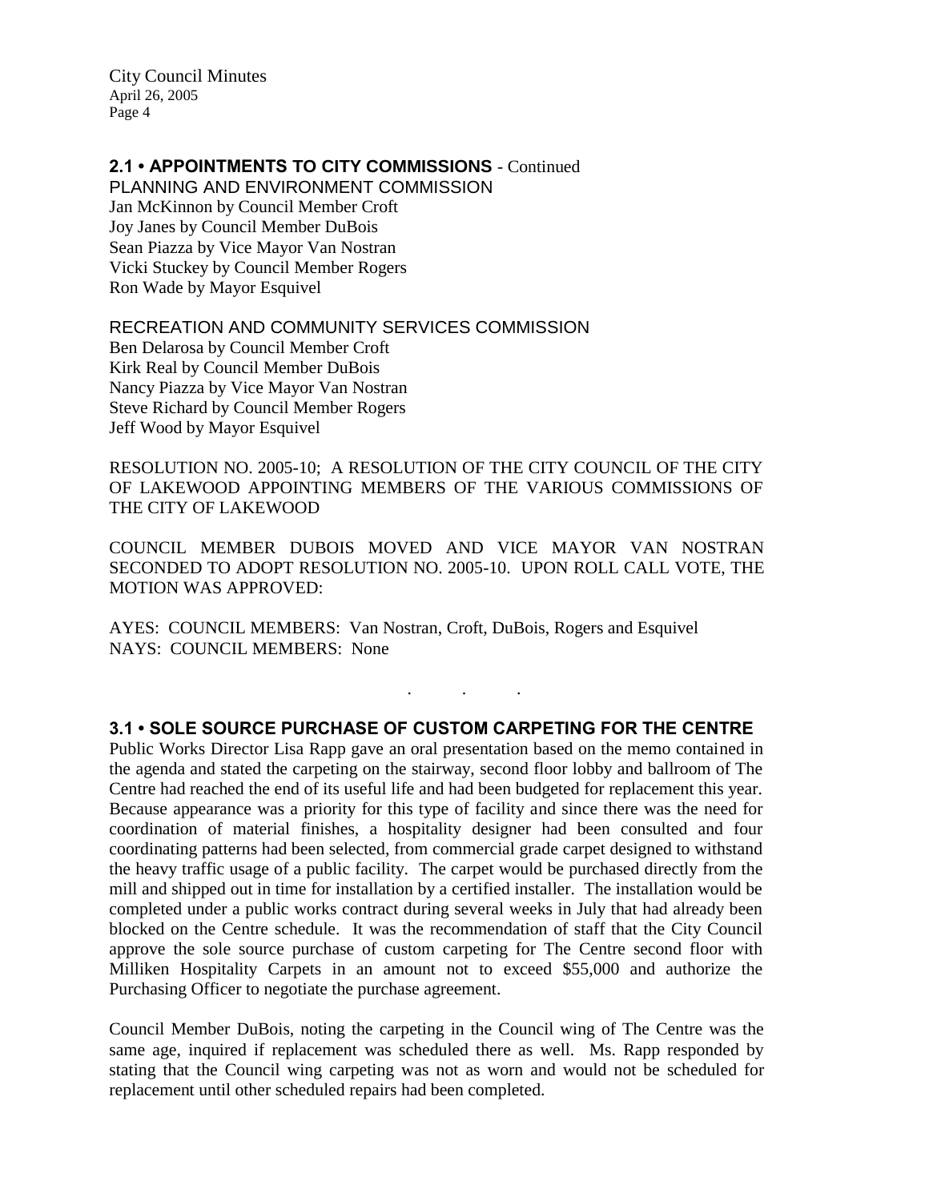## 2.1 • APPOINTMENTS TO CITY COMMISSIONS - Continued

PLANNING AND ENVIRONMENT COMMISSION
Jan McKinnon by Council Member Croft
Joy Janes by Council Member DuBois
Sean Piazza by Vice Mayor Van Nostran
Vicki Stuckey by Council Member Rogers
Ron Wade by Mayor Esquivel

RECREATION AND COMMUNITY SERVICES COMMISSION
Ben Delarosa by Council Member Croft
Kirk Real by Council Member DuBois
Nancy Piazza by Vice Mayor Van Nostran
Steve Richard by Council Member Rogers
Jeff Wood by Mayor Esquivel

RESOLUTION NO. 2005-10; A RESOLUTION OF THE CITY COUNCIL OF THE CITY OF LAKEWOOD APPOINTING MEMBERS OF THE VARIOUS COMMISSIONS OF THE CITY OF LAKEWOOD

COUNCIL MEMBER DUBOIS MOVED AND VICE MAYOR VAN NOSTRAN SECONDED TO ADOPT RESOLUTION NO. 2005-10. UPON ROLL CALL VOTE, THE MOTION WAS APPROVED:

AYES: COUNCIL MEMBERS: Van Nostran, Croft, DuBois, Rogers and Esquivel
NAYS: COUNCIL MEMBERS: None

. . .

## 3.1 • SOLE SOURCE PURCHASE OF CUSTOM CARPETING FOR THE CENTRE

Public Works Director Lisa Rapp gave an oral presentation based on the memo contained in the agenda and stated the carpeting on the stairway, second floor lobby and ballroom of The Centre had reached the end of its useful life and had been budgeted for replacement this year. Because appearance was a priority for this type of facility and since there was the need for coordination of material finishes, a hospitality designer had been consulted and four coordinating patterns had been selected, from commercial grade carpet designed to withstand the heavy traffic usage of a public facility. The carpet would be purchased directly from the mill and shipped out in time for installation by a certified installer. The installation would be completed under a public works contract during several weeks in July that had already been blocked on the Centre schedule. It was the recommendation of staff that the City Council approve the sole source purchase of custom carpeting for The Centre second floor with Milliken Hospitality Carpets in an amount not to exceed $55,000 and authorize the Purchasing Officer to negotiate the purchase agreement.

Council Member DuBois, noting the carpeting in the Council wing of The Centre was the same age, inquired if replacement was scheduled there as well. Ms. Rapp responded by stating that the Council wing carpeting was not as worn and would not be scheduled for replacement until other scheduled repairs had been completed.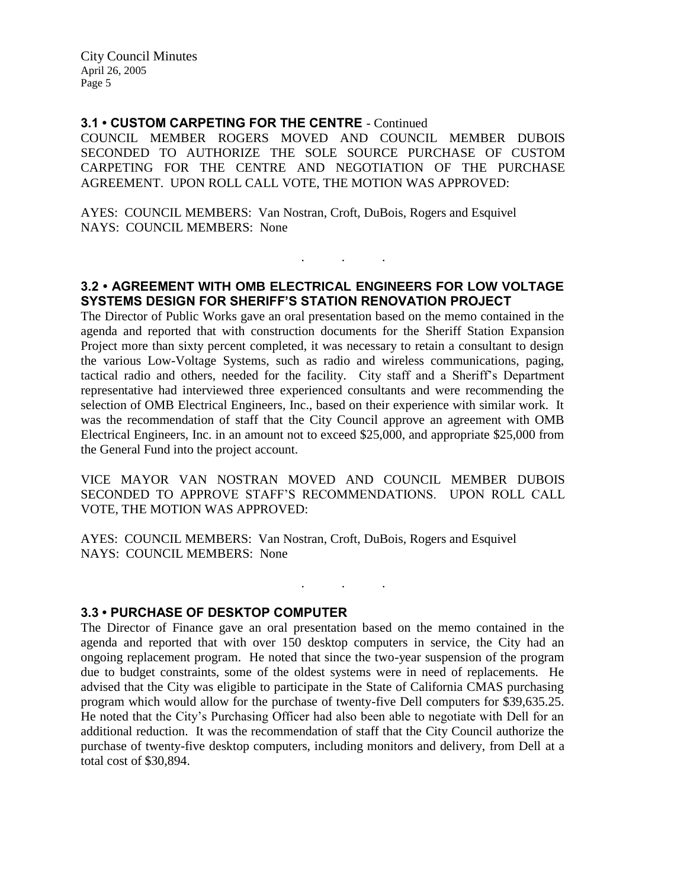### 3.1 • CUSTOM CARPETING FOR THE CENTRE - Continued

COUNCIL MEMBER ROGERS MOVED AND COUNCIL MEMBER DUBOIS SECONDED TO AUTHORIZE THE SOLE SOURCE PURCHASE OF CUSTOM CARPETING FOR THE CENTRE AND NEGOTIATION OF THE PURCHASE AGREEMENT. UPON ROLL CALL VOTE, THE MOTION WAS APPROVED:

AYES: COUNCIL MEMBERS: Van Nostran, Croft, DuBois, Rogers and Esquivel
NAYS: COUNCIL MEMBERS: None

. . .

### 3.2 • AGREEMENT WITH OMB ELECTRICAL ENGINEERS FOR LOW VOLTAGE SYSTEMS DESIGN FOR SHERIFF'S STATION RENOVATION PROJECT

The Director of Public Works gave an oral presentation based on the memo contained in the agenda and reported that with construction documents for the Sheriff Station Expansion Project more than sixty percent completed, it was necessary to retain a consultant to design the various Low-Voltage Systems, such as radio and wireless communications, paging, tactical radio and others, needed for the facility. City staff and a Sheriff's Department representative had interviewed three experienced consultants and were recommending the selection of OMB Electrical Engineers, Inc., based on their experience with similar work. It was the recommendation of staff that the City Council approve an agreement with OMB Electrical Engineers, Inc. in an amount not to exceed $25,000, and appropriate $25,000 from the General Fund into the project account.

VICE MAYOR VAN NOSTRAN MOVED AND COUNCIL MEMBER DUBOIS SECONDED TO APPROVE STAFF'S RECOMMENDATIONS. UPON ROLL CALL VOTE, THE MOTION WAS APPROVED:

AYES: COUNCIL MEMBERS: Van Nostran, Croft, DuBois, Rogers and Esquivel
NAYS: COUNCIL MEMBERS: None

. . .

### 3.3 • PURCHASE OF DESKTOP COMPUTER

The Director of Finance gave an oral presentation based on the memo contained in the agenda and reported that with over 150 desktop computers in service, the City had an ongoing replacement program. He noted that since the two-year suspension of the program due to budget constraints, some of the oldest systems were in need of replacements. He advised that the City was eligible to participate in the State of California CMAS purchasing program which would allow for the purchase of twenty-five Dell computers for $39,635.25. He noted that the City's Purchasing Officer had also been able to negotiate with Dell for an additional reduction. It was the recommendation of staff that the City Council authorize the purchase of twenty-five desktop computers, including monitors and delivery, from Dell at a total cost of $30,894.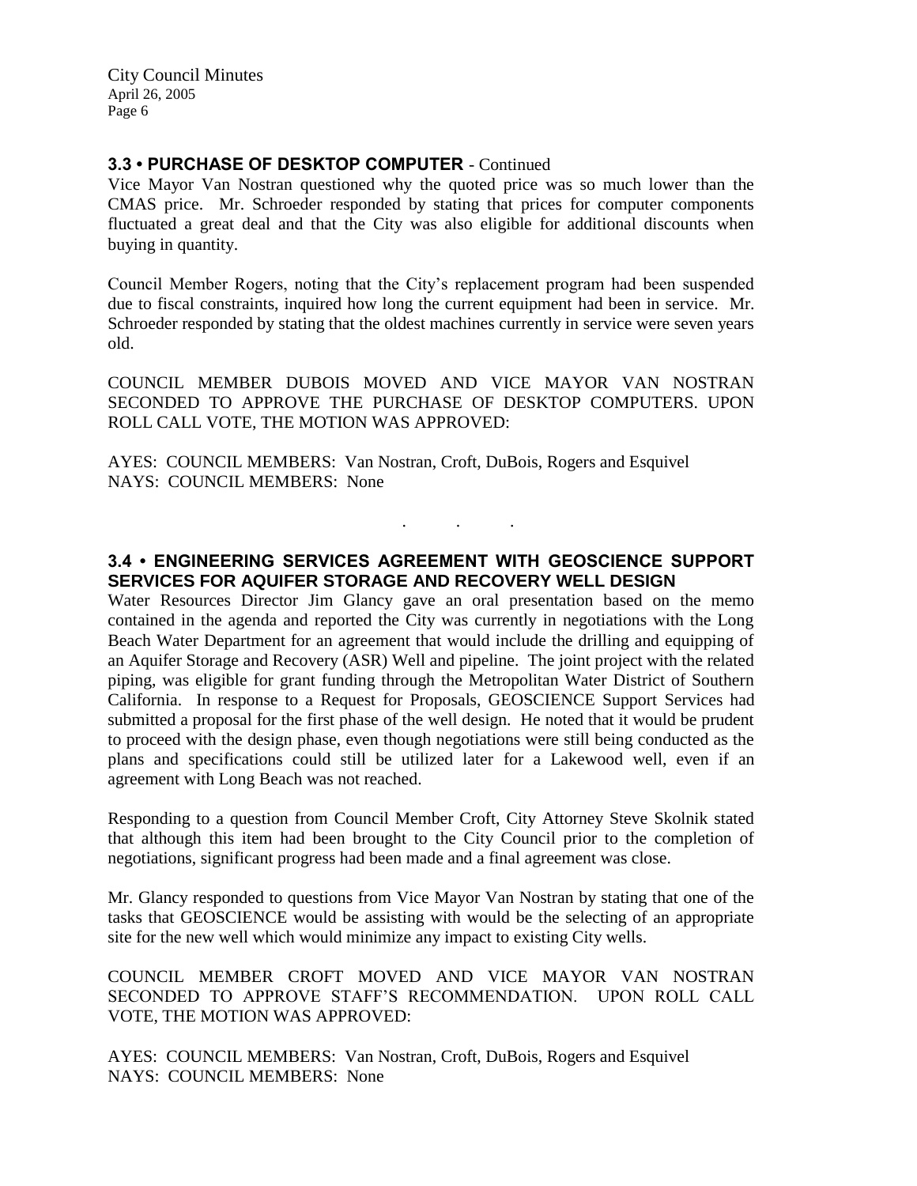### 3.3 • PURCHASE OF DESKTOP COMPUTER - Continued

Vice Mayor Van Nostran questioned why the quoted price was so much lower than the CMAS price. Mr. Schroeder responded by stating that prices for computer components fluctuated a great deal and that the City was also eligible for additional discounts when buying in quantity.

Council Member Rogers, noting that the City's replacement program had been suspended due to fiscal constraints, inquired how long the current equipment had been in service. Mr. Schroeder responded by stating that the oldest machines currently in service were seven years old.

COUNCIL MEMBER DUBOIS MOVED AND VICE MAYOR VAN NOSTRAN SECONDED TO APPROVE THE PURCHASE OF DESKTOP COMPUTERS. UPON ROLL CALL VOTE, THE MOTION WAS APPROVED:

AYES: COUNCIL MEMBERS: Van Nostran, Croft, DuBois, Rogers and Esquivel
NAYS: COUNCIL MEMBERS: None

. . .

### 3.4 • ENGINEERING SERVICES AGREEMENT WITH GEOSCIENCE SUPPORT SERVICES FOR AQUIFER STORAGE AND RECOVERY WELL DESIGN

Water Resources Director Jim Glancy gave an oral presentation based on the memo contained in the agenda and reported the City was currently in negotiations with the Long Beach Water Department for an agreement that would include the drilling and equipping of an Aquifer Storage and Recovery (ASR) Well and pipeline. The joint project with the related piping, was eligible for grant funding through the Metropolitan Water District of Southern California. In response to a Request for Proposals, GEOSCIENCE Support Services had submitted a proposal for the first phase of the well design. He noted that it would be prudent to proceed with the design phase, even though negotiations were still being conducted as the plans and specifications could still be utilized later for a Lakewood well, even if an agreement with Long Beach was not reached.

Responding to a question from Council Member Croft, City Attorney Steve Skolnik stated that although this item had been brought to the City Council prior to the completion of negotiations, significant progress had been made and a final agreement was close.

Mr. Glancy responded to questions from Vice Mayor Van Nostran by stating that one of the tasks that GEOSCIENCE would be assisting with would be the selecting of an appropriate site for the new well which would minimize any impact to existing City wells.

COUNCIL MEMBER CROFT MOVED AND VICE MAYOR VAN NOSTRAN SECONDED TO APPROVE STAFF'S RECOMMENDATION. UPON ROLL CALL VOTE, THE MOTION WAS APPROVED:

AYES: COUNCIL MEMBERS: Van Nostran, Croft, DuBois, Rogers and Esquivel
NAYS: COUNCIL MEMBERS: None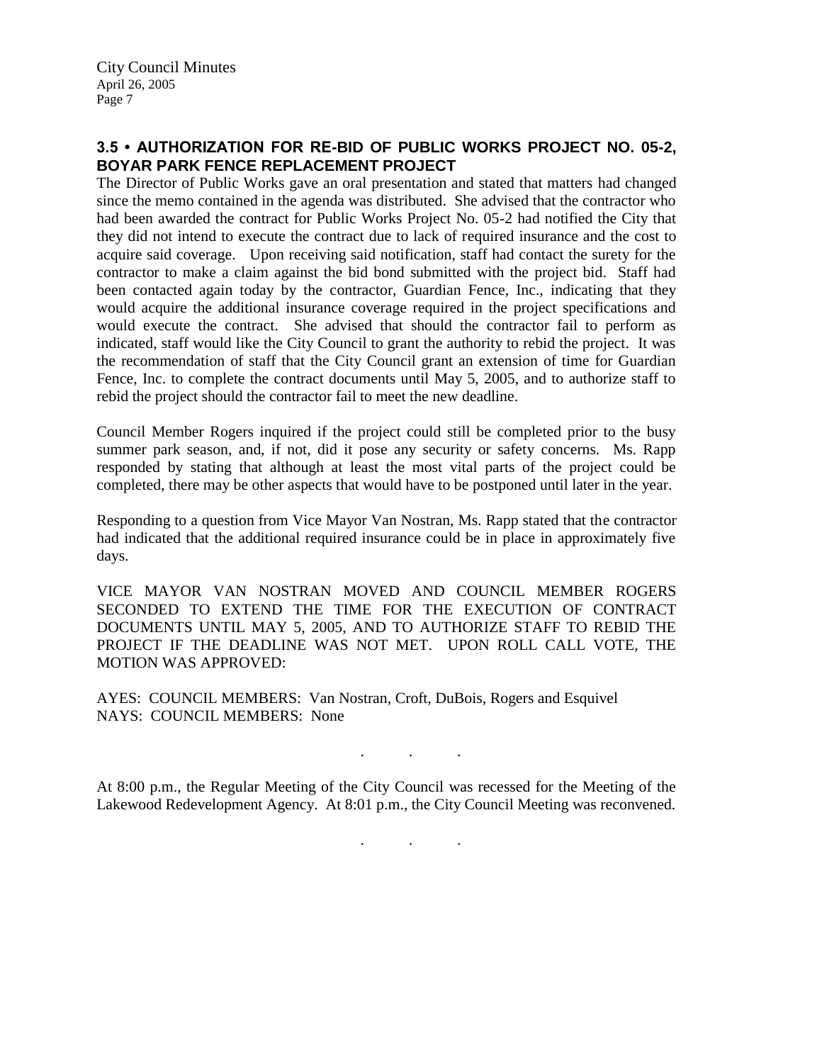## 3.5 • AUTHORIZATION FOR RE-BID OF PUBLIC WORKS PROJECT NO. 05-2, BOYAR PARK FENCE REPLACEMENT PROJECT

The Director of Public Works gave an oral presentation and stated that matters had changed since the memo contained in the agenda was distributed. She advised that the contractor who had been awarded the contract for Public Works Project No. 05-2 had notified the City that they did not intend to execute the contract due to lack of required insurance and the cost to acquire said coverage. Upon receiving said notification, staff had contact the surety for the contractor to make a claim against the bid bond submitted with the project bid. Staff had been contacted again today by the contractor, Guardian Fence, Inc., indicating that they would acquire the additional insurance coverage required in the project specifications and would execute the contract. She advised that should the contractor fail to perform as indicated, staff would like the City Council to grant the authority to rebid the project. It was the recommendation of staff that the City Council grant an extension of time for Guardian Fence, Inc. to complete the contract documents until May 5, 2005, and to authorize staff to rebid the project should the contractor fail to meet the new deadline.

Council Member Rogers inquired if the project could still be completed prior to the busy summer park season, and, if not, did it pose any security or safety concerns. Ms. Rapp responded by stating that although at least the most vital parts of the project could be completed, there may be other aspects that would have to be postponed until later in the year.

Responding to a question from Vice Mayor Van Nostran, Ms. Rapp stated that the contractor had indicated that the additional required insurance could be in place in approximately five days.

VICE MAYOR VAN NOSTRAN MOVED AND COUNCIL MEMBER ROGERS SECONDED TO EXTEND THE TIME FOR THE EXECUTION OF CONTRACT DOCUMENTS UNTIL MAY 5, 2005, AND TO AUTHORIZE STAFF TO REBID THE PROJECT IF THE DEADLINE WAS NOT MET. UPON ROLL CALL VOTE, THE MOTION WAS APPROVED:

AYES: COUNCIL MEMBERS: Van Nostran, Croft, DuBois, Rogers and Esquivel
NAYS: COUNCIL MEMBERS: None

. . .

At 8:00 p.m., the Regular Meeting of the City Council was recessed for the Meeting of the Lakewood Redevelopment Agency. At 8:01 p.m., the City Council Meeting was reconvened.

. . .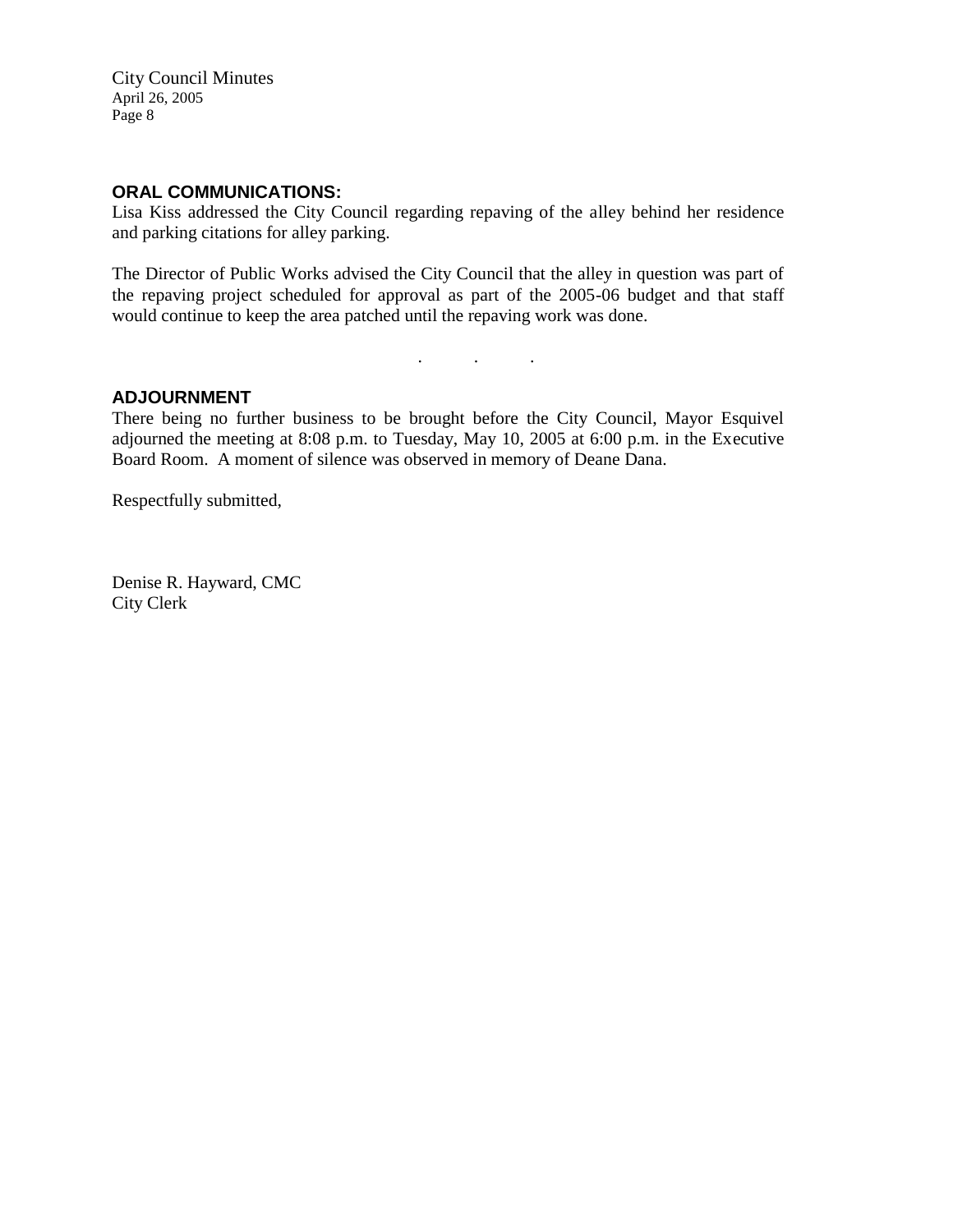## ORAL COMMUNICATIONS:

Lisa Kiss addressed the City Council regarding repaving of the alley behind her residence and parking citations for alley parking.

The Director of Public Works advised the City Council that the alley in question was part of the repaving project scheduled for approval as part of the 2005-06 budget and that staff would continue to keep the area patched until the repaving work was done.

. . .

## ADJOURNMENT

There being no further business to be brought before the City Council, Mayor Esquivel adjourned the meeting at 8:08 p.m. to Tuesday, May 10, 2005 at 6:00 p.m. in the Executive Board Room. A moment of silence was observed in memory of Deane Dana.

Respectfully submitted,

Denise R. Hayward, CMC
City Clerk